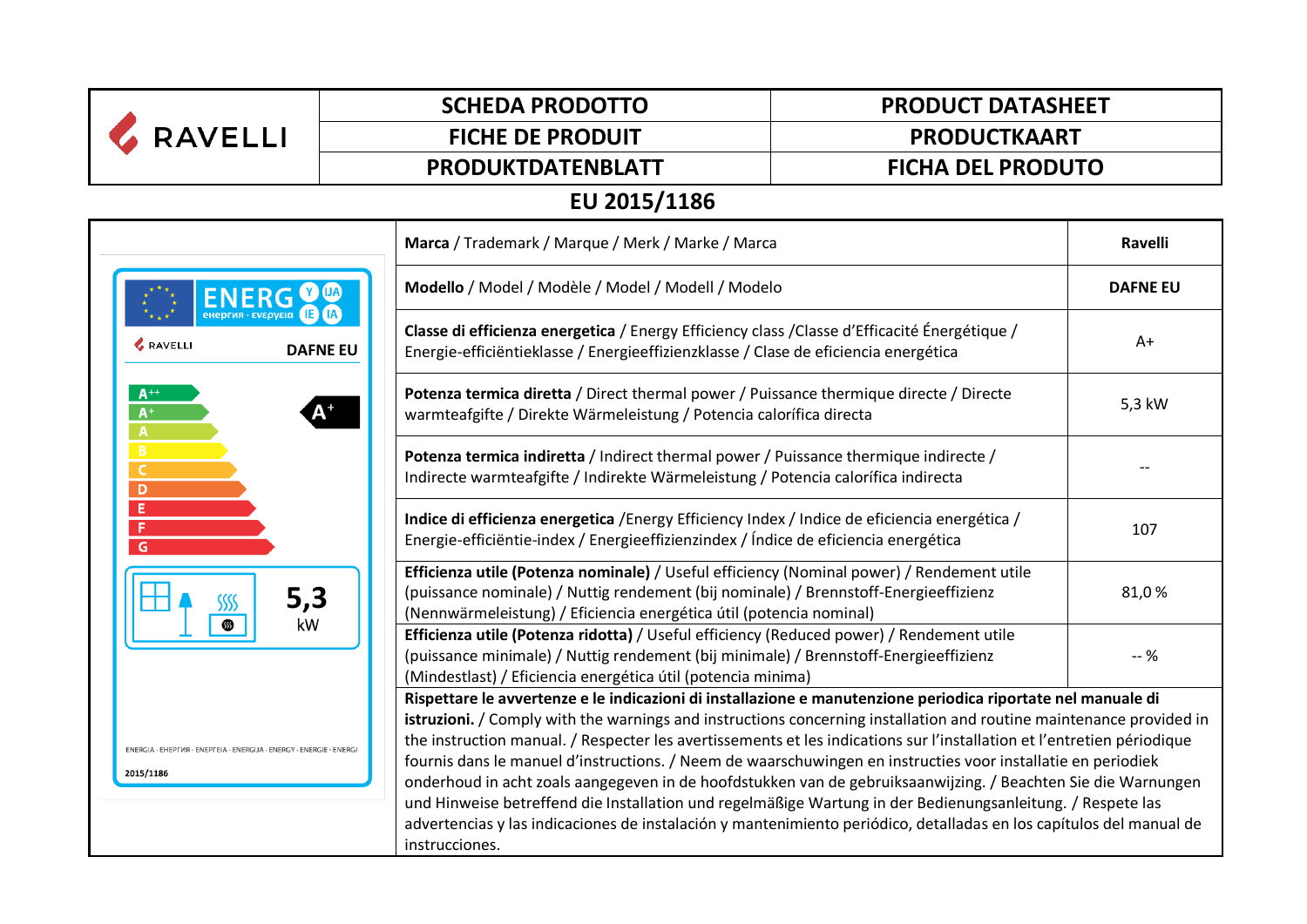| RAVELLI | SCHEDA PRODOTTO | PRODUCT DATASHEET |
|---|---|---|
| | FICHE DE PRODUIT | PRODUCTKAART |
| | PRODUKTDATENBLATT | FICHA DEL PRODUTO |

## EU 2015/1186

ENERG енергия · ενεργεια Y IJA IE IA

RAVELLI DAFNE EU

A++ A+ A B C D E F G — A+

5,3 kW

ENERGIA · ЕНЕРГИЯ · ΕΝΕΡΓΕΙΑ · ENERGIJA · ENERGY · ENERGIE · ENERGI

2015/1186

| | |
|---|---|
| **Marca** / Trademark / Marque / Merk / Marke / Marca | **Ravelli** |
| **Modello** / Model / Modèle / Model / Modell / Modelo | **DAFNE EU** |
| **Classe di efficienza energetica** / Energy Efficiency class /Classe d'Efficacité Énergétique / Energie-efficiëntieklasse / Energieeffizienzklasse / Clase de eficiencia energética | A+ |
| **Potenza termica diretta** / Direct thermal power / Puissance thermique directe / Directe warmteafgifte / Direkte Wärmeleistung / Potencia calorífica directa | 5,3 kW |
| **Potenza termica indiretta** / Indirect thermal power / Puissance thermique indirecte / Indirecte warmteafgifte / Indirekte Wärmeleistung / Potencia calorífica indirecta | -- |
| **Indice di efficienza energetica** /Energy Efficiency Index / Indice de eficiencia energética / Energie-efficiëntie-index / Energieeffizienzindex / Índice de eficiencia energética | 107 |
| **Efficienza utile (Potenza nominale)** / Useful efficiency (Nominal power) / Rendement utile (puissance nominale) / Nuttig rendement (bij nominale) / Brennstoff-Energieeffizienz (Nennwärmeleistung) / Eficiencia energética útil (potencia nominal) | 81,0 % |
| **Efficienza utile (Potenza ridotta)** / Useful efficiency (Reduced power) / Rendement utile (puissance minimale) / Nuttig rendement (bij minimale) / Brennstoff-Energieeffizienz (Mindestlast) / Eficiencia energética útil (potencia minima) | -- % |

**Rispettare le avvertenze e le indicazioni di installazione e manutenzione periodica riportate nel manuale di istruzioni.** / Comply with the warnings and instructions concerning installation and routine maintenance provided in the instruction manual. / Respecter les avertissements et les indications sur l'installation et l'entretien périodique fournis dans le manuel d'instructions. / Neem de waarschuwingen en instructies voor installatie en periodiek onderhoud in acht zoals aangegeven in de hoofdstukken van de gebruiksaanwijzing. / Beachten Sie die Warnungen und Hinweise betreffend die Installation und regelmäßige Wartung in der Bedienungsanleitung. / Respete las advertencias y las indicaciones de instalación y mantenimiento periódico, detalladas en los capítulos del manual de instrucciones.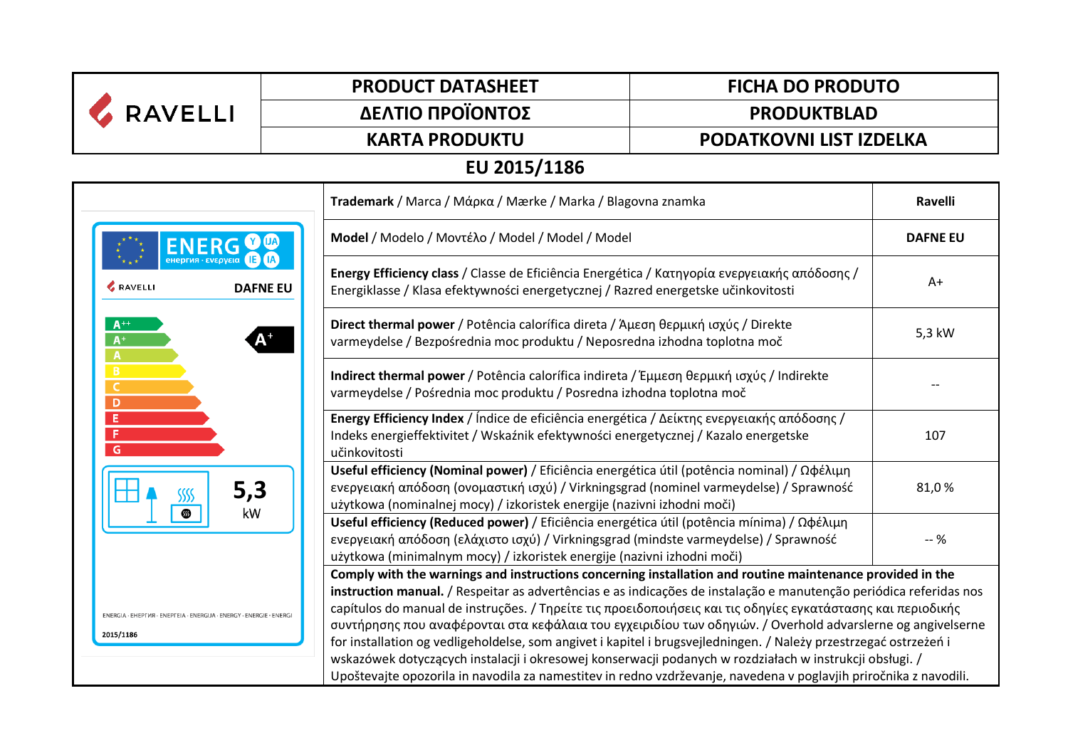| RAVELLI | PRODUCT DATASHEET | FICHA DO PRODUTO |
|---|---|---|
| | ΔΕΛΤΙΟ ΠΡΟΪΟΝΤΟΣ | PRODUKTBLAD |
| | KARTA PRODUKTU | PODATKOVNI LIST IZDELKA |

## EU 2015/1186

| | |
|---|---|
| **Trademark** / Marca / Μάρκα / Mærke / Marka / Blagovna znamka | **Ravelli** |
| **Model** / Modelo / Μοντέλο / Model / Model / Model | **DAFNE EU** |
| **Energy Efficiency class** / Classe de Eficiência Energética / Κατηγορία ενεργειακής απόδοσης / Energiklasse / Klasa efektywności energetycznej / Razred energetske učinkovitosti | A+ |
| **Direct thermal power** / Potência calorífica direta / Άμεση θερμική ισχύς / Direkte varmeydelse / Bezpośrednia moc produktu / Neposredna izhodna toplotna moč | 5,3 kW |
| **Indirect thermal power** / Potência calorífica indireta / Έμμεση θερμική ισχύς / Indirekte varmeydelse / Pośrednia moc produktu / Posredna izhodna toplotna moč | -- |
| **Energy Efficiency Index** / Índice de eficiência energética / Δείκτης ενεργειακής απόδοσης / Indeks energieffektivitet / Wskaźnik efektywności energetycznej / Kazalo energetske učinkovitosti | 107 |
| **Useful efficiency (Nominal power)** / Eficiência energética útil (potência nominal) / Ωφέλιμη ενεργειακή απόδοση (ονομαστική ισχύ) / Virkningsgrad (nominel varmeydelse) / Sprawność użytkowa (nominalnej mocy) / izkoristek energije (nazivni izhodni moči) | 81,0 % |
| **Useful efficiency (Reduced power)** / Eficiência energética útil (potência mínima) / Ωφέλιμη ενεργειακή απόδοση (ελάχιστο ισχύ) / Virkningsgrad (mindste varmeydelse) / Sprawność użytkowa (minimalnym mocy) / izkoristek energije (nazivni izhodni moči) | -- % |

**Comply with the warnings and instructions concerning installation and routine maintenance provided in the instruction manual.** / Respeitar as advertências e as indicações de instalação e manutenção periódica referidas nos capítulos do manual de instruções. / Τηρείτε τις προειδοποιήσεις και τις οδηγίες εγκατάστασης και περιοδικής συντήρησης που αναφέρονται στα κεφάλαια του εγχειριδίου των οδηγιών. / Overhold advarslerne og angivelserne for installation og vedligeholdelse, som angivet i kapitel i brugsvejledningen. / Należy przestrzegać ostrzeżeń i wskazówek dotyczących instalacji i okresowej konserwacji podanych w rozdziałach w instrukcji obsługi. / Upoštevajte opozorila in navodila za namestitev in redno vzdrževanje, navedena v poglavjih priročnika z navodili.

ENERG енергия · ενεργεια Y IJA IE IA

RAVELLI DAFNE EU

A++ A+ A B C D E F G

A+

5,3 kW

ENERGIA · ЕНЕРГИЯ · ΕΝΕΡΓΕΙΑ · ENERGIJA · ENERGY · ENERGIE · ENERGI

2015/1186